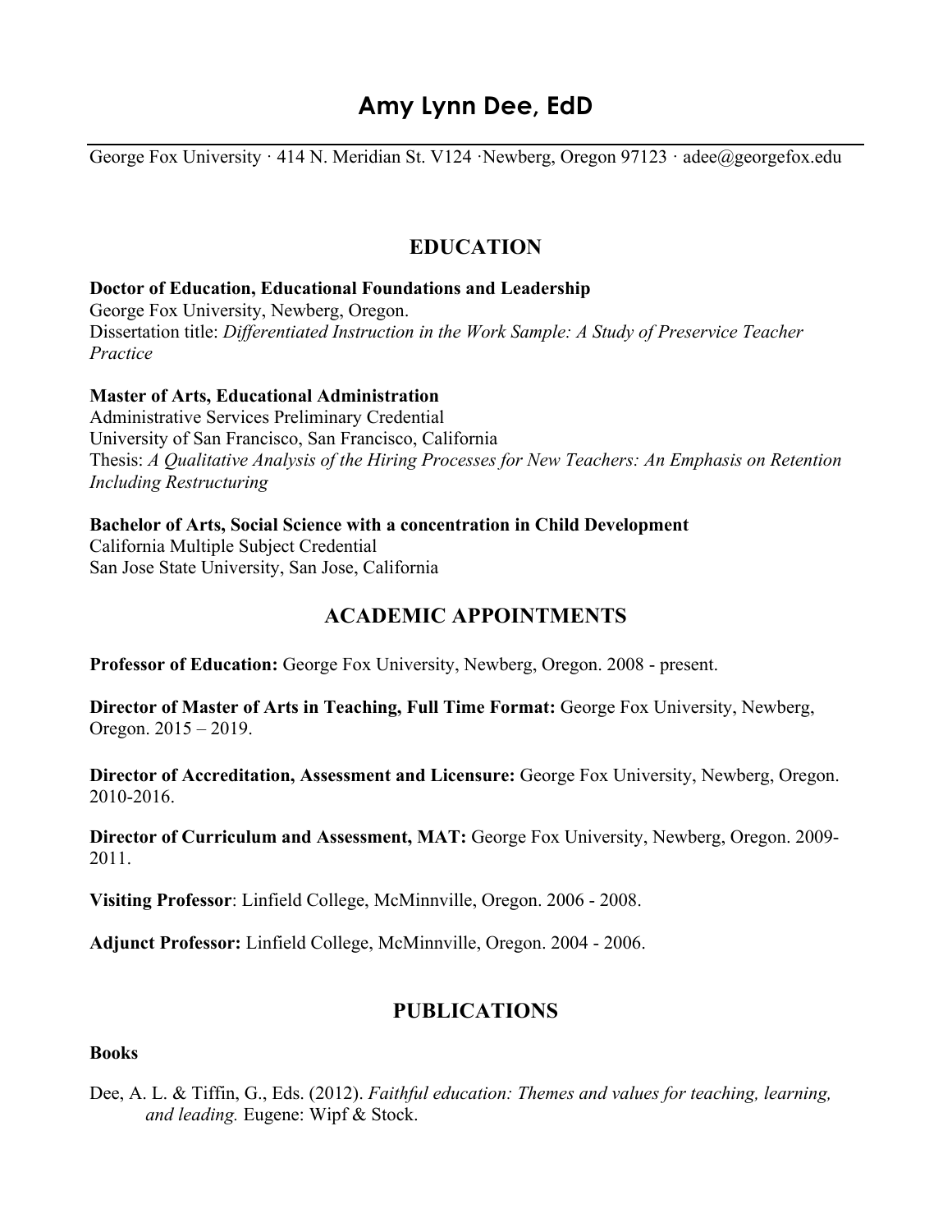# Amy Lynn Dee, EdD

George Fox University · 414 N. Meridian St. V124 ·Newberg, Oregon 97123 · adee@georgefox.edu

## EDUCATION

**Doctor of Education, Educational Foundations and Leadership**
George Fox University, Newberg, Oregon.
Dissertation title: *Differentiated Instruction in the Work Sample: A Study of Preservice Teacher Practice*

**Master of Arts, Educational Administration**
Administrative Services Preliminary Credential
University of San Francisco, San Francisco, California
Thesis: *A Qualitative Analysis of the Hiring Processes for New Teachers: An Emphasis on Retention Including Restructuring*

**Bachelor of Arts, Social Science with a concentration in Child Development**
California Multiple Subject Credential
San Jose State University, San Jose, California

## ACADEMIC APPOINTMENTS

**Professor of Education:** George Fox University, Newberg, Oregon. 2008 - present.

**Director of Master of Arts in Teaching, Full Time Format:** George Fox University, Newberg, Oregon. 2015 – 2019.

**Director of Accreditation, Assessment and Licensure:** George Fox University, Newberg, Oregon. 2010-2016.

**Director of Curriculum and Assessment, MAT:** George Fox University, Newberg, Oregon. 2009-2011.

**Visiting Professor**: Linfield College, McMinnville, Oregon. 2006 - 2008.

**Adjunct Professor:** Linfield College, McMinnville, Oregon. 2004 - 2006.

## PUBLICATIONS

**Books**

Dee, A. L. & Tiffin, G., Eds. (2012). *Faithful education: Themes and values for teaching, learning, and leading.* Eugene: Wipf & Stock.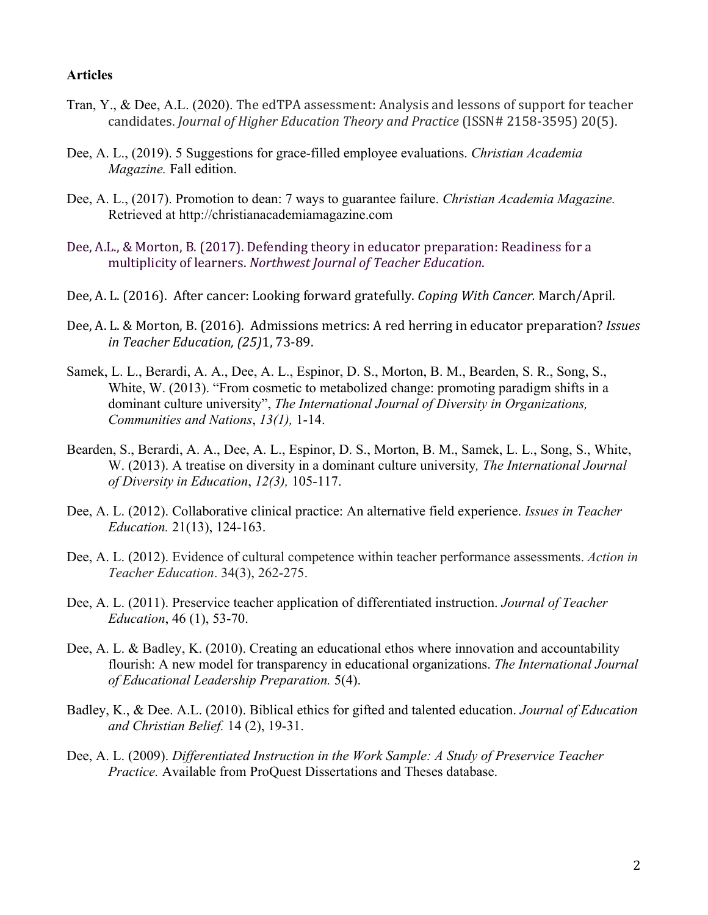**Articles**

Tran, Y., & Dee, A.L. (2020). The edTPA assessment: Analysis and lessons of support for teacher candidates. *Journal of Higher Education Theory and Practice* (ISSN# 2158-3595) 20(5).

Dee, A. L., (2019). 5 Suggestions for grace-filled employee evaluations. *Christian Academia Magazine.* Fall edition.

Dee, A. L., (2017). Promotion to dean: 7 ways to guarantee failure. *Christian Academia Magazine.* Retrieved at http://christianacademiamagazine.com

Dee, A.L., & Morton, B. (2017). Defending theory in educator preparation: Readiness for a multiplicity of learners. *Northwest Journal of Teacher Education*.

Dee, A. L. (2016). After cancer: Looking forward gratefully. *Coping With Cancer.* March/April.

Dee, A. L. & Morton, B. (2016). Admissions metrics: A red herring in educator preparation? *Issues in Teacher Education, (25)*1, 73-89.

Samek, L. L., Berardi, A. A., Dee, A. L., Espinor, D. S., Morton, B. M., Bearden, S. R., Song, S., White, W. (2013). "From cosmetic to metabolized change: promoting paradigm shifts in a dominant culture university", *The International Journal of Diversity in Organizations, Communities and Nations*, *13(1),* 1-14.

Bearden, S., Berardi, A. A., Dee, A. L., Espinor, D. S., Morton, B. M., Samek, L. L., Song, S., White, W. (2013). A treatise on diversity in a dominant culture university*, The International Journal of Diversity in Education*, *12(3),* 105-117.

Dee, A. L. (2012). Collaborative clinical practice: An alternative field experience. *Issues in Teacher Education.* 21(13), 124-163.

Dee, A. L. (2012). Evidence of cultural competence within teacher performance assessments. *Action in Teacher Education*. 34(3), 262-275.

Dee, A. L. (2011). Preservice teacher application of differentiated instruction. *Journal of Teacher Education*, 46 (1), 53-70.

Dee, A. L. & Badley, K. (2010). Creating an educational ethos where innovation and accountability flourish: A new model for transparency in educational organizations. *The International Journal of Educational Leadership Preparation.* 5(4).

Badley, K., & Dee. A.L. (2010). Biblical ethics for gifted and talented education. *Journal of Education and Christian Belief.* 14 (2), 19-31.

Dee, A. L. (2009). *Differentiated Instruction in the Work Sample: A Study of Preservice Teacher Practice.* Available from ProQuest Dissertations and Theses database.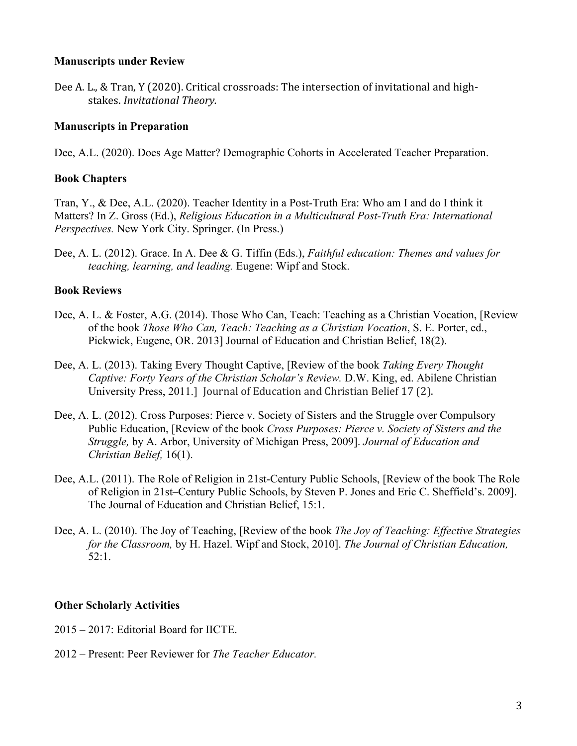**Manuscripts under Review**

Dee A. L., & Tran, Y (2020). Critical crossroads: The intersection of invitational and high-stakes. *Invitational Theory.*

**Manuscripts in Preparation**

Dee, A.L. (2020). Does Age Matter? Demographic Cohorts in Accelerated Teacher Preparation.

**Book Chapters**

Tran, Y., & Dee, A.L. (2020). Teacher Identity in a Post-Truth Era: Who am I and do I think it Matters? In Z. Gross (Ed.), *Religious Education in a Multicultural Post-Truth Era: International Perspectives.* New York City. Springer. (In Press.)

Dee, A. L. (2012). Grace. In A. Dee & G. Tiffin (Eds.), *Faithful education: Themes and values for teaching, learning, and leading.* Eugene: Wipf and Stock.

**Book Reviews**

Dee, A. L. & Foster, A.G. (2014). Those Who Can, Teach: Teaching as a Christian Vocation, [Review of the book *Those Who Can, Teach: Teaching as a Christian Vocation*, S. E. Porter, ed., Pickwick, Eugene, OR. 2013] Journal of Education and Christian Belief, 18(2).

Dee, A. L. (2013). Taking Every Thought Captive, [Review of the book *Taking Every Thought Captive: Forty Years of the Christian Scholar's Review.* D.W. King, ed. Abilene Christian University Press, 2011.] Journal of Education and Christian Belief 17 (2).

Dee, A. L. (2012). Cross Purposes: Pierce v. Society of Sisters and the Struggle over Compulsory Public Education, [Review of the book *Cross Purposes: Pierce v. Society of Sisters and the Struggle,* by A. Arbor, University of Michigan Press, 2009]. *Journal of Education and Christian Belief,* 16(1).

Dee, A.L. (2011). The Role of Religion in 21st-Century Public Schools, [Review of the book The Role of Religion in 21st–Century Public Schools, by Steven P. Jones and Eric C. Sheffield's. 2009]. The Journal of Education and Christian Belief, 15:1.

Dee, A. L. (2010). The Joy of Teaching, [Review of the book *The Joy of Teaching: Effective Strategies for the Classroom,* by H. Hazel. Wipf and Stock, 2010]. *The Journal of Christian Education,* 52:1.

**Other Scholarly Activities**

2015 – 2017: Editorial Board for IICTE.

2012 – Present: Peer Reviewer for *The Teacher Educator.*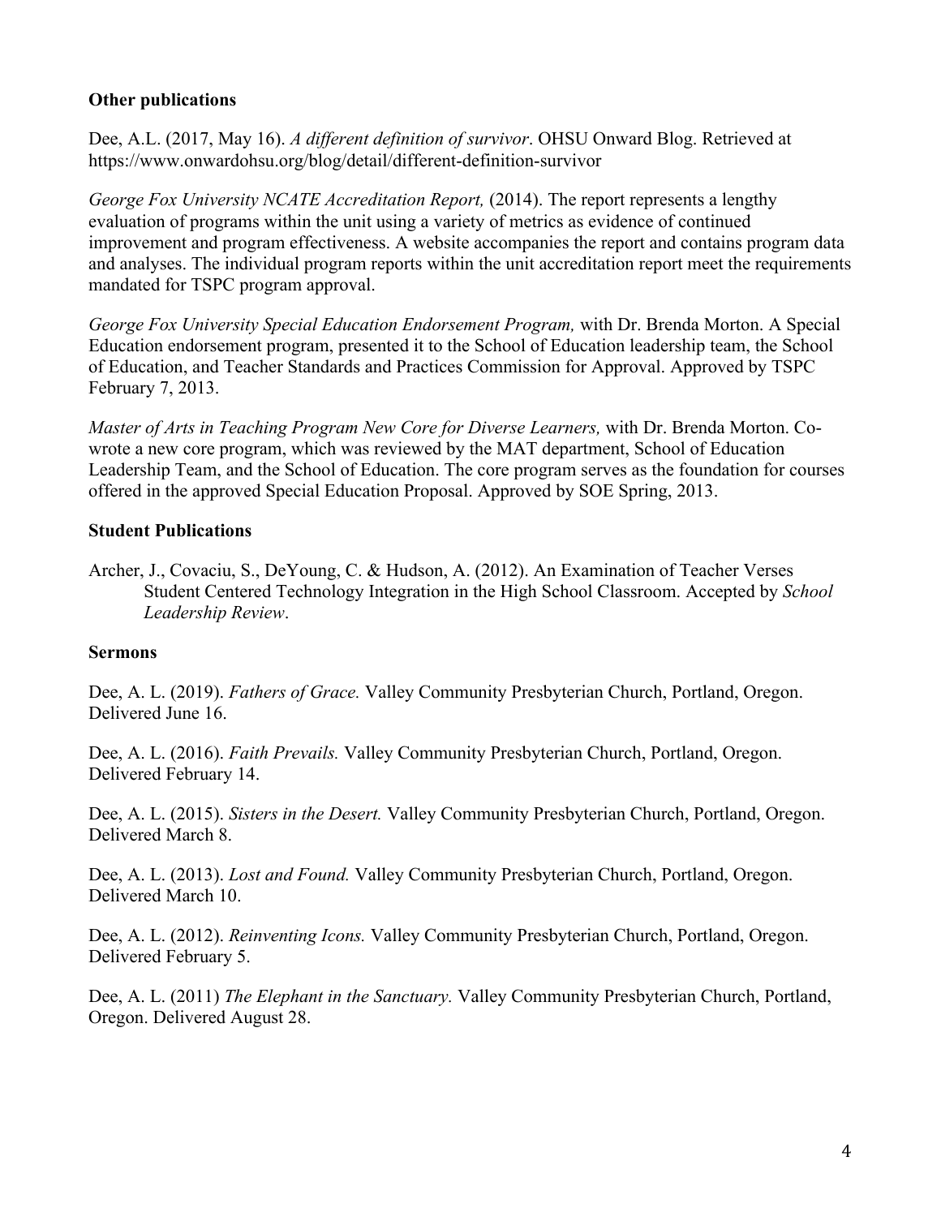**Other publications**

Dee, A.L. (2017, May 16). *A different definition of survivor*. OHSU Onward Blog. Retrieved at https://www.onwardohsu.org/blog/detail/different-definition-survivor

*George Fox University NCATE Accreditation Report,* (2014). The report represents a lengthy evaluation of programs within the unit using a variety of metrics as evidence of continued improvement and program effectiveness. A website accompanies the report and contains program data and analyses. The individual program reports within the unit accreditation report meet the requirements mandated for TSPC program approval.

*George Fox University Special Education Endorsement Program,* with Dr. Brenda Morton. A Special Education endorsement program, presented it to the School of Education leadership team, the School of Education, and Teacher Standards and Practices Commission for Approval. Approved by TSPC February 7, 2013.

*Master of Arts in Teaching Program New Core for Diverse Learners,* with Dr. Brenda Morton. Co-wrote a new core program, which was reviewed by the MAT department, School of Education Leadership Team, and the School of Education. The core program serves as the foundation for courses offered in the approved Special Education Proposal. Approved by SOE Spring, 2013.

**Student Publications**

Archer, J., Covaciu, S., DeYoung, C. & Hudson, A. (2012). An Examination of Teacher Verses Student Centered Technology Integration in the High School Classroom. Accepted by *School Leadership Review*.

**Sermons**

Dee, A. L. (2019). *Fathers of Grace.* Valley Community Presbyterian Church, Portland, Oregon. Delivered June 16.

Dee, A. L. (2016). *Faith Prevails.* Valley Community Presbyterian Church, Portland, Oregon. Delivered February 14.

Dee, A. L. (2015). *Sisters in the Desert.* Valley Community Presbyterian Church, Portland, Oregon. Delivered March 8.

Dee, A. L. (2013). *Lost and Found.* Valley Community Presbyterian Church, Portland, Oregon. Delivered March 10.

Dee, A. L. (2012). *Reinventing Icons.* Valley Community Presbyterian Church, Portland, Oregon. Delivered February 5.

Dee, A. L. (2011) *The Elephant in the Sanctuary.* Valley Community Presbyterian Church, Portland, Oregon. Delivered August 28.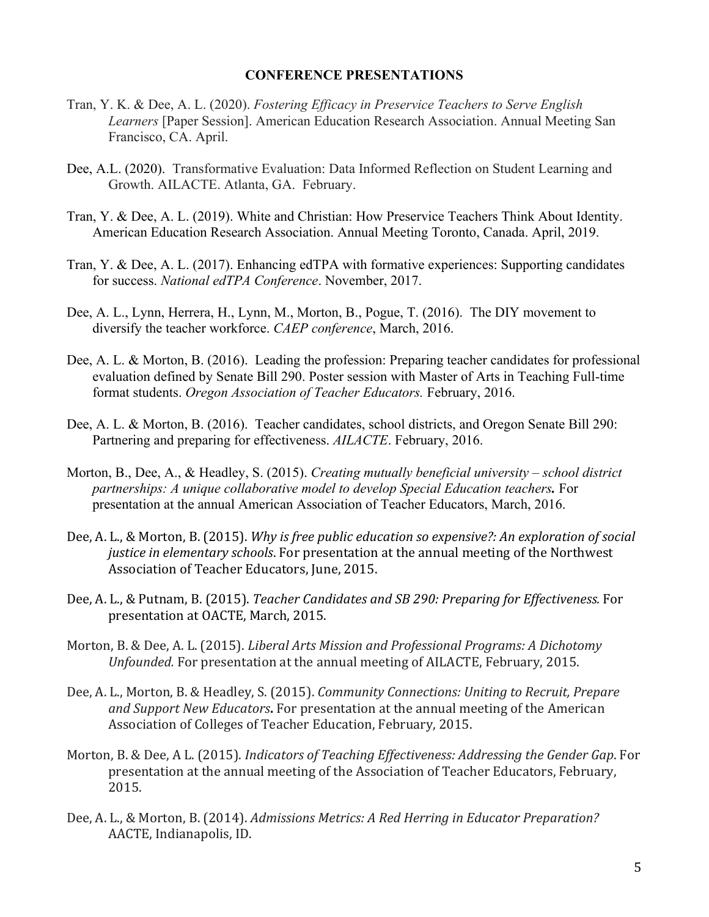**CONFERENCE PRESENTATIONS**

Tran, Y. K. & Dee, A. L. (2020). *Fostering Efficacy in Preservice Teachers to Serve English Learners* [Paper Session]. American Education Research Association. Annual Meeting San Francisco, CA. April.

Dee, A.L. (2020). Transformative Evaluation: Data Informed Reflection on Student Learning and Growth. AILACTE. Atlanta, GA. February.

Tran, Y. & Dee, A. L. (2019). White and Christian: How Preservice Teachers Think About Identity. American Education Research Association. Annual Meeting Toronto, Canada. April, 2019.

Tran, Y. & Dee, A. L. (2017). Enhancing edTPA with formative experiences: Supporting candidates for success. *National edTPA Conference*. November, 2017.

Dee, A. L., Lynn, Herrera, H., Lynn, M., Morton, B., Pogue, T. (2016). The DIY movement to diversify the teacher workforce. *CAEP conference*, March, 2016.

Dee, A. L. & Morton, B. (2016). Leading the profession: Preparing teacher candidates for professional evaluation defined by Senate Bill 290. Poster session with Master of Arts in Teaching Full-time format students. *Oregon Association of Teacher Educators.* February, 2016.

Dee, A. L. & Morton, B. (2016). Teacher candidates, school districts, and Oregon Senate Bill 290: Partnering and preparing for effectiveness. *AILACTE*. February, 2016.

Morton, B., Dee, A., & Headley, S. (2015). *Creating mutually beneficial university – school district partnerships: A unique collaborative model to develop Special Education teachers.* For presentation at the annual American Association of Teacher Educators, March, 2016.

Dee, A. L., & Morton, B. (2015). *Why is free public education so expensive?: An exploration of social justice in elementary schools*. For presentation at the annual meeting of the Northwest Association of Teacher Educators, June, 2015.

Dee, A. L., & Putnam, B. (2015). *Teacher Candidates and SB 290: Preparing for Effectiveness.* For presentation at OACTE, March, 2015.

Morton, B. & Dee, A. L. (2015). *Liberal Arts Mission and Professional Programs: A Dichotomy Unfounded.* For presentation at the annual meeting of AILACTE, February, 2015.

Dee, A. L., Morton, B. & Headley, S. (2015). *Community Connections: Uniting to Recruit, Prepare and Support New Educators*. For presentation at the annual meeting of the American Association of Colleges of Teacher Education, February, 2015.

Morton, B. & Dee, A L. (2015). *Indicators of Teaching Effectiveness: Addressing the Gender Gap*. For presentation at the annual meeting of the Association of Teacher Educators, February, 2015.

Dee, A. L., & Morton, B. (2014). *Admissions Metrics: A Red Herring in Educator Preparation?* AACTE, Indianapolis, ID.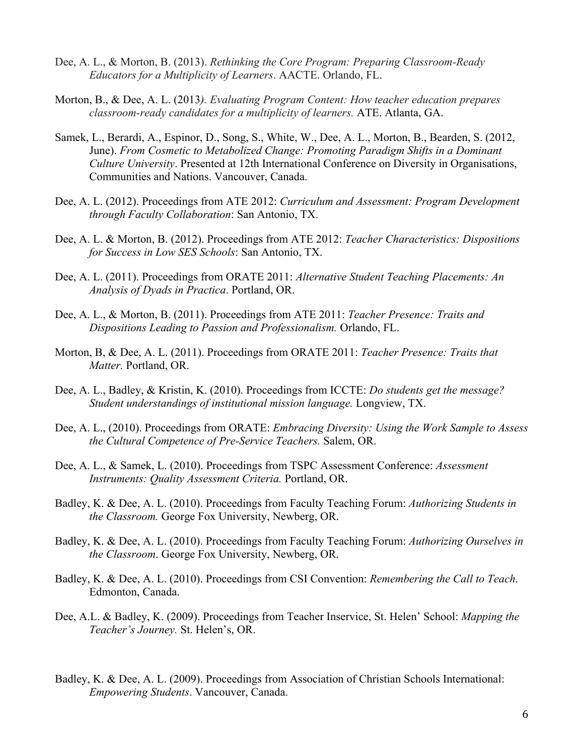Dee, A. L., & Morton, B. (2013). *Rethinking the Core Program: Preparing Classroom-Ready Educators for a Multiplicity of Learners*. AACTE. Orlando, FL.

Morton, B., & Dee, A. L. (2013*). Evaluating Program Content: How teacher education prepares classroom-ready candidates for a multiplicity of learners.* ATE. Atlanta, GA.

Samek, L., Berardi, A., Espinor, D., Song, S., White, W., Dee, A. L., Morton, B., Bearden, S. (2012, June). *From Cosmetic to Metabolized Change: Promoting Paradigm Shifts in a Dominant Culture University*. Presented at 12th International Conference on Diversity in Organisations, Communities and Nations. Vancouver, Canada.

Dee, A. L. (2012). Proceedings from ATE 2012: *Curriculum and Assessment: Program Development through Faculty Collaboration*: San Antonio, TX.

Dee, A. L. & Morton, B. (2012). Proceedings from ATE 2012: *Teacher Characteristics: Dispositions for Success in Low SES Schools*: San Antonio, TX.

Dee, A. L. (2011). Proceedings from ORATE 2011: *Alternative Student Teaching Placements: An Analysis of Dyads in Practica*. Portland, OR.

Dee, A. L., & Morton, B. (2011). Proceedings from ATE 2011: *Teacher Presence: Traits and Dispositions Leading to Passion and Professionalism.* Orlando, FL.

Morton, B, & Dee, A. L. (2011). Proceedings from ORATE 2011: *Teacher Presence: Traits that Matter.* Portland, OR.

Dee, A. L., Badley, & Kristin, K. (2010). Proceedings from ICCTE: *Do students get the message? Student understandings of institutional mission language.* Longview, TX.

Dee, A. L., (2010). Proceedings from ORATE: *Embracing Diversity: Using the Work Sample to Assess the Cultural Competence of Pre-Service Teachers.* Salem, OR.

Dee, A. L., & Samek, L. (2010). Proceedings from TSPC Assessment Conference: *Assessment Instruments: Quality Assessment Criteria.* Portland, OR.

Badley, K. & Dee, A. L. (2010). Proceedings from Faculty Teaching Forum: *Authorizing Students in the Classroom.* George Fox University, Newberg, OR.

Badley, K. & Dee, A. L. (2010). Proceedings from Faculty Teaching Forum: *Authorizing Ourselves in the Classroom*. George Fox University, Newberg, OR.

Badley, K. & Dee, A. L. (2010). Proceedings from CSI Convention: *Remembering the Call to Teach*. Edmonton, Canada.

Dee, A.L. & Badley, K. (2009). Proceedings from Teacher Inservice, St. Helen' School: *Mapping the Teacher's Journey.* St. Helen's, OR.

Badley, K. & Dee, A. L. (2009). Proceedings from Association of Christian Schools International: *Empowering Students*. Vancouver, Canada.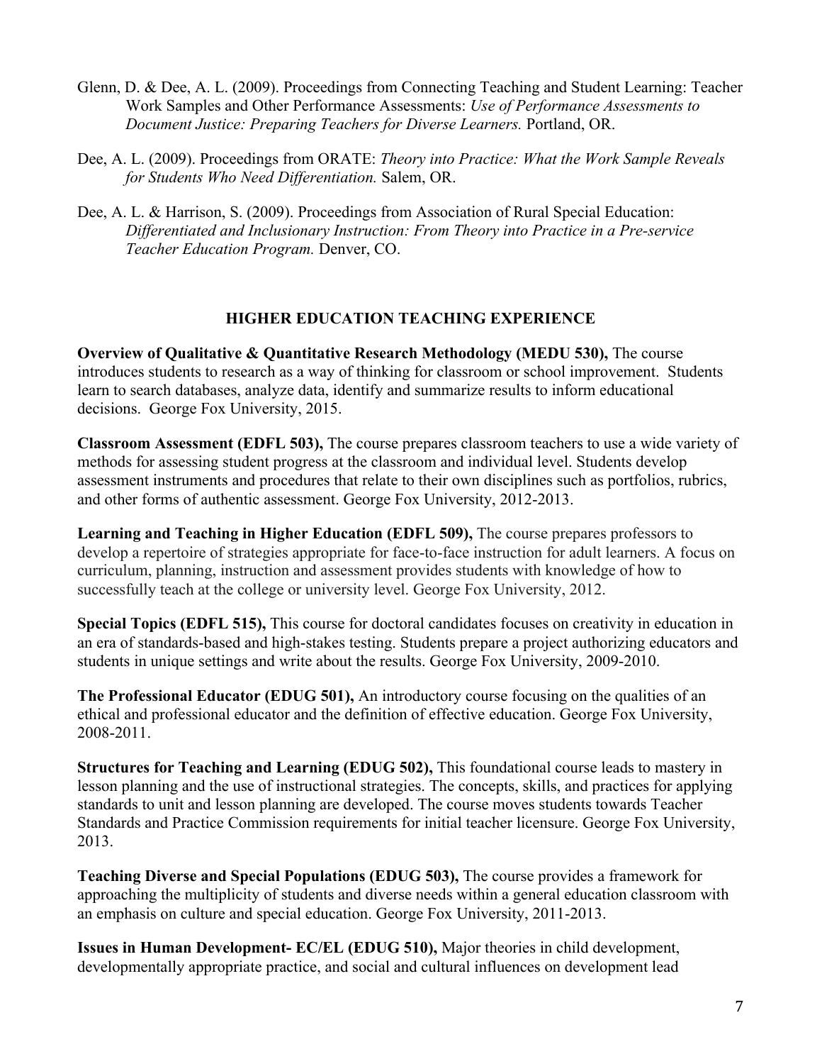Glenn, D. & Dee, A. L. (2009). Proceedings from Connecting Teaching and Student Learning: Teacher Work Samples and Other Performance Assessments: *Use of Performance Assessments to Document Justice: Preparing Teachers for Diverse Learners.* Portland, OR.

Dee, A. L. (2009). Proceedings from ORATE: *Theory into Practice: What the Work Sample Reveals for Students Who Need Differentiation.* Salem, OR.

Dee, A. L. & Harrison, S. (2009). Proceedings from Association of Rural Special Education: *Differentiated and Inclusionary Instruction: From Theory into Practice in a Pre-service Teacher Education Program.* Denver, CO.

## HIGHER EDUCATION TEACHING EXPERIENCE

**Overview of Qualitative & Quantitative Research Methodology (MEDU 530),** The course introduces students to research as a way of thinking for classroom or school improvement. Students learn to search databases, analyze data, identify and summarize results to inform educational decisions. George Fox University, 2015.

**Classroom Assessment (EDFL 503),** The course prepares classroom teachers to use a wide variety of methods for assessing student progress at the classroom and individual level. Students develop assessment instruments and procedures that relate to their own disciplines such as portfolios, rubrics, and other forms of authentic assessment. George Fox University, 2012-2013.

**Learning and Teaching in Higher Education (EDFL 509),** The course prepares professors to develop a repertoire of strategies appropriate for face-to-face instruction for adult learners. A focus on curriculum, planning, instruction and assessment provides students with knowledge of how to successfully teach at the college or university level. George Fox University, 2012.

**Special Topics (EDFL 515),** This course for doctoral candidates focuses on creativity in education in an era of standards-based and high-stakes testing. Students prepare a project authorizing educators and students in unique settings and write about the results. George Fox University, 2009-2010.

**The Professional Educator (EDUG 501),** An introductory course focusing on the qualities of an ethical and professional educator and the definition of effective education. George Fox University, 2008-2011.

**Structures for Teaching and Learning (EDUG 502),** This foundational course leads to mastery in lesson planning and the use of instructional strategies. The concepts, skills, and practices for applying standards to unit and lesson planning are developed. The course moves students towards Teacher Standards and Practice Commission requirements for initial teacher licensure. George Fox University, 2013.

**Teaching Diverse and Special Populations (EDUG 503),** The course provides a framework for approaching the multiplicity of students and diverse needs within a general education classroom with an emphasis on culture and special education. George Fox University, 2011-2013.

**Issues in Human Development- EC/EL (EDUG 510),** Major theories in child development, developmentally appropriate practice, and social and cultural influences on development lead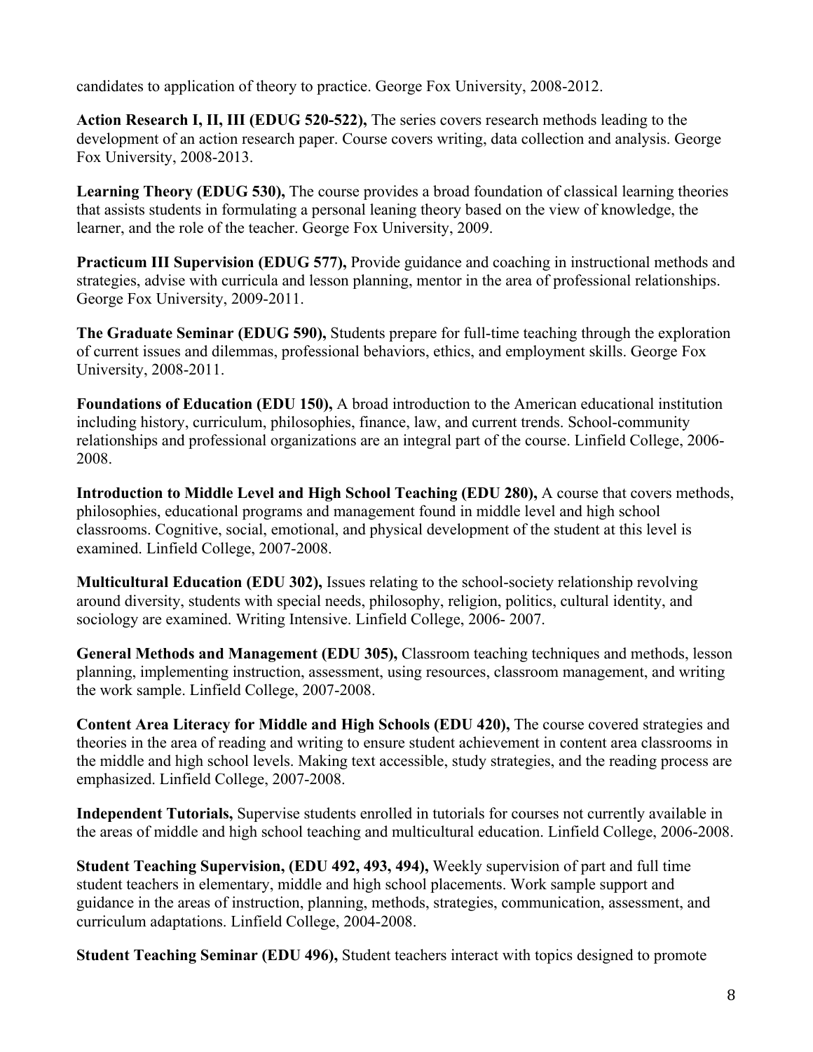candidates to application of theory to practice. George Fox University, 2008-2012.

**Action Research I, II, III (EDUG 520-522),** The series covers research methods leading to the development of an action research paper. Course covers writing, data collection and analysis. George Fox University, 2008-2013.

**Learning Theory (EDUG 530),** The course provides a broad foundation of classical learning theories that assists students in formulating a personal leaning theory based on the view of knowledge, the learner, and the role of the teacher. George Fox University, 2009.

**Practicum III Supervision (EDUG 577),** Provide guidance and coaching in instructional methods and strategies, advise with curricula and lesson planning, mentor in the area of professional relationships. George Fox University, 2009-2011.

**The Graduate Seminar (EDUG 590),** Students prepare for full-time teaching through the exploration of current issues and dilemmas, professional behaviors, ethics, and employment skills. George Fox University, 2008-2011.

**Foundations of Education (EDU 150),** A broad introduction to the American educational institution including history, curriculum, philosophies, finance, law, and current trends. School-community relationships and professional organizations are an integral part of the course. Linfield College, 2006-2008.

**Introduction to Middle Level and High School Teaching (EDU 280),** A course that covers methods, philosophies, educational programs and management found in middle level and high school classrooms. Cognitive, social, emotional, and physical development of the student at this level is examined. Linfield College, 2007-2008.

**Multicultural Education (EDU 302),** Issues relating to the school-society relationship revolving around diversity, students with special needs, philosophy, religion, politics, cultural identity, and sociology are examined. Writing Intensive. Linfield College, 2006- 2007.

**General Methods and Management (EDU 305),** Classroom teaching techniques and methods, lesson planning, implementing instruction, assessment, using resources, classroom management, and writing the work sample. Linfield College, 2007-2008.

**Content Area Literacy for Middle and High Schools (EDU 420),** The course covered strategies and theories in the area of reading and writing to ensure student achievement in content area classrooms in the middle and high school levels. Making text accessible, study strategies, and the reading process are emphasized. Linfield College, 2007-2008.

**Independent Tutorials,** Supervise students enrolled in tutorials for courses not currently available in the areas of middle and high school teaching and multicultural education. Linfield College, 2006-2008.

**Student Teaching Supervision, (EDU 492, 493, 494),** Weekly supervision of part and full time student teachers in elementary, middle and high school placements. Work sample support and guidance in the areas of instruction, planning, methods, strategies, communication, assessment, and curriculum adaptations. Linfield College, 2004-2008.

**Student Teaching Seminar (EDU 496),** Student teachers interact with topics designed to promote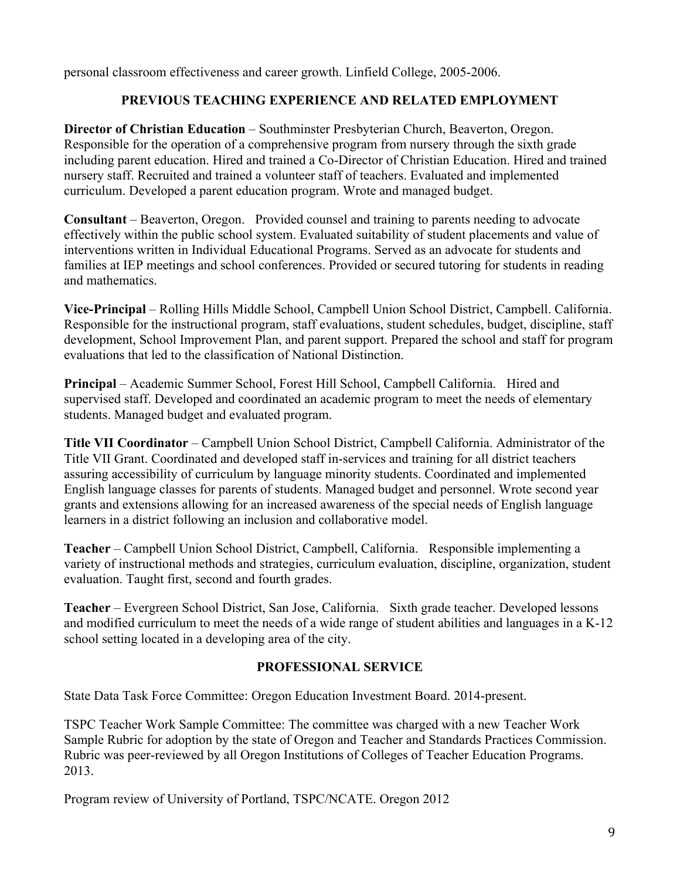personal classroom effectiveness and career growth. Linfield College, 2005-2006.

## PREVIOUS TEACHING EXPERIENCE AND RELATED EMPLOYMENT

**Director of Christian Education** – Southminster Presbyterian Church, Beaverton, Oregon. Responsible for the operation of a comprehensive program from nursery through the sixth grade including parent education. Hired and trained a Co-Director of Christian Education. Hired and trained nursery staff. Recruited and trained a volunteer staff of teachers. Evaluated and implemented curriculum. Developed a parent education program. Wrote and managed budget.

**Consultant** – Beaverton, Oregon. Provided counsel and training to parents needing to advocate effectively within the public school system. Evaluated suitability of student placements and value of interventions written in Individual Educational Programs. Served as an advocate for students and families at IEP meetings and school conferences. Provided or secured tutoring for students in reading and mathematics.

**Vice-Principal** – Rolling Hills Middle School, Campbell Union School District, Campbell. California. Responsible for the instructional program, staff evaluations, student schedules, budget, discipline, staff development, School Improvement Plan, and parent support. Prepared the school and staff for program evaluations that led to the classification of National Distinction.

**Principal** – Academic Summer School, Forest Hill School, Campbell California. Hired and supervised staff. Developed and coordinated an academic program to meet the needs of elementary students. Managed budget and evaluated program.

**Title VII Coordinator** – Campbell Union School District, Campbell California. Administrator of the Title VII Grant. Coordinated and developed staff in-services and training for all district teachers assuring accessibility of curriculum by language minority students. Coordinated and implemented English language classes for parents of students. Managed budget and personnel. Wrote second year grants and extensions allowing for an increased awareness of the special needs of English language learners in a district following an inclusion and collaborative model.

**Teacher** – Campbell Union School District, Campbell, California. Responsible implementing a variety of instructional methods and strategies, curriculum evaluation, discipline, organization, student evaluation. Taught first, second and fourth grades.

**Teacher** – Evergreen School District, San Jose, California. Sixth grade teacher. Developed lessons and modified curriculum to meet the needs of a wide range of student abilities and languages in a K-12 school setting located in a developing area of the city.

## PROFESSIONAL SERVICE

State Data Task Force Committee: Oregon Education Investment Board. 2014-present.

TSPC Teacher Work Sample Committee: The committee was charged with a new Teacher Work Sample Rubric for adoption by the state of Oregon and Teacher and Standards Practices Commission. Rubric was peer-reviewed by all Oregon Institutions of Colleges of Teacher Education Programs. 2013.

Program review of University of Portland, TSPC/NCATE. Oregon 2012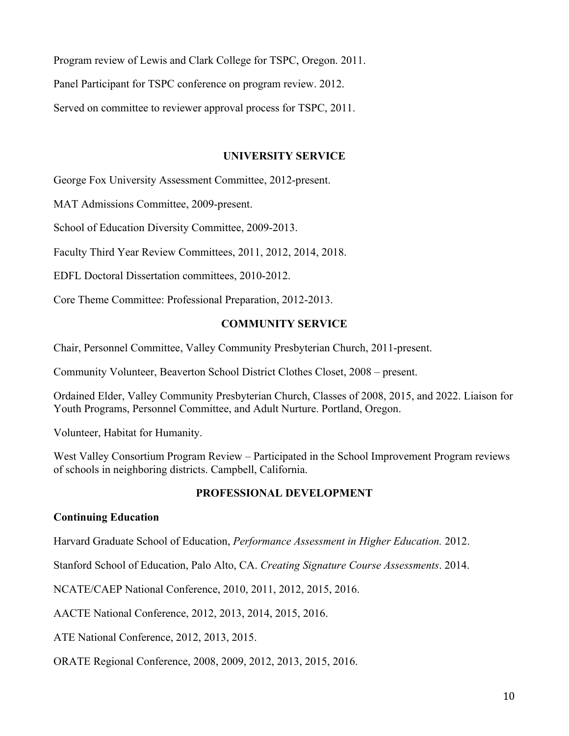Program review of Lewis and Clark College for TSPC, Oregon. 2011.

Panel Participant for TSPC conference on program review. 2012.

Served on committee to reviewer approval process for TSPC, 2011.

## UNIVERSITY SERVICE

George Fox University Assessment Committee, 2012-present.

MAT Admissions Committee, 2009-present.

School of Education Diversity Committee, 2009-2013.

Faculty Third Year Review Committees, 2011, 2012, 2014, 2018.

EDFL Doctoral Dissertation committees, 2010-2012.

Core Theme Committee: Professional Preparation, 2012-2013.

## COMMUNITY SERVICE

Chair, Personnel Committee, Valley Community Presbyterian Church, 2011-present.

Community Volunteer, Beaverton School District Clothes Closet, 2008 – present.

Ordained Elder, Valley Community Presbyterian Church, Classes of 2008, 2015, and 2022. Liaison for Youth Programs, Personnel Committee, and Adult Nurture. Portland, Oregon.

Volunteer, Habitat for Humanity.

West Valley Consortium Program Review – Participated in the School Improvement Program reviews of schools in neighboring districts. Campbell, California.

## PROFESSIONAL DEVELOPMENT

**Continuing Education**

Harvard Graduate School of Education, *Performance Assessment in Higher Education.* 2012.

Stanford School of Education, Palo Alto, CA. *Creating Signature Course Assessments*. 2014.

NCATE/CAEP National Conference, 2010, 2011, 2012, 2015, 2016.

AACTE National Conference, 2012, 2013, 2014, 2015, 2016.

ATE National Conference, 2012, 2013, 2015.

ORATE Regional Conference, 2008, 2009, 2012, 2013, 2015, 2016.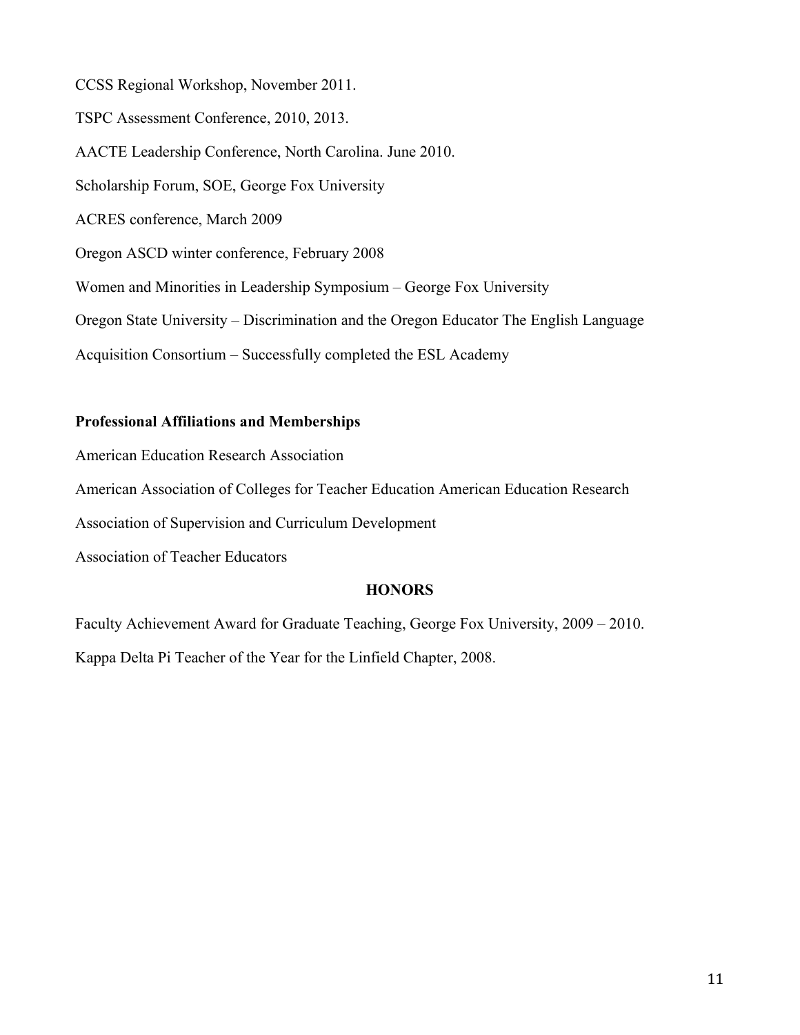CCSS Regional Workshop, November 2011.

TSPC Assessment Conference, 2010, 2013.

AACTE Leadership Conference, North Carolina. June 2010.

Scholarship Forum, SOE, George Fox University

ACRES conference, March 2009

Oregon ASCD winter conference, February 2008

Women and Minorities in Leadership Symposium – George Fox University

Oregon State University – Discrimination and the Oregon Educator The English Language

Acquisition Consortium – Successfully completed the ESL Academy

**Professional Affiliations and Memberships**

American Education Research Association

American Association of Colleges for Teacher Education American Education Research

Association of Supervision and Curriculum Development

Association of Teacher Educators

## HONORS

Faculty Achievement Award for Graduate Teaching, George Fox University, 2009 – 2010.

Kappa Delta Pi Teacher of the Year for the Linfield Chapter, 2008.